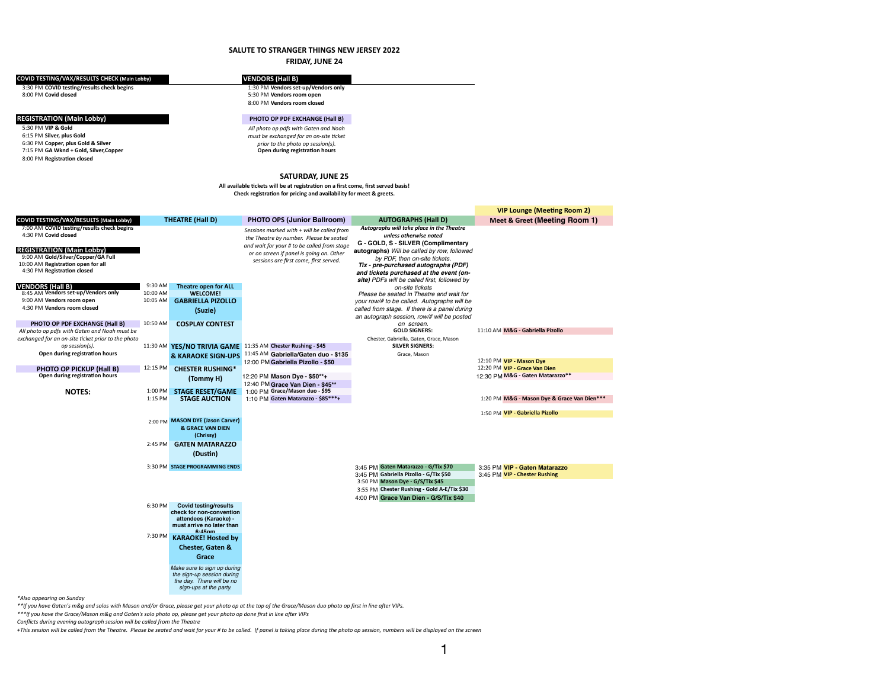# SALUTE TO STRANGER THINGS NEW JERSEY 2022

## FRIDAY, JUNE 24

**COVID TESTING/VAX/RESULTS CHECK (Main Lobby)**

- 3:30 PM **COVID testing/results check begins**
- 8:00 PM **Covid closed**

**REGISTRATION (Main Lobby)**

- 5:30 PM **VIP & Gold**
- 6:15 PM **Silver, plus Gold**
- 6:30 PM **Copper, plus Gold & Silver**
- 7:15 PM **GA Wknd + Gold, Silver,Copper**
- 8:00 PM **Registration closed**

**VENDORS (Hall B)**

- 1:30 PM **Vendors set-up/Vendors only**
- 5:30 PM **Vendors room open**
- 8:00 PM **Vendors room closed**

**PHOTO OP PDF EXCHANGE (Hall B)**

*All photo op pdfs with Gaten and Noah must be exchanged for an on-site ticket prior to the photo op session(s).*
**Open during registration hours**

## SATURDAY, JUNE 25

**All available tickets will be at registration on a first come, first served basis!**
**Check registration for pricing and availability for meet & greets.**

**COVID TESTING/VAX/RESULTS (Main Lobby)**

- 7:00 AM **COVID testing/results check begins**
- 4:30 PM **Covid closed**

**REGISTRATION (Main Lobby)**

- 9:00 AM **Gold/Silver/Copper/GA Full**
- 10:00 AM **Registration open for all**
- 4:30 PM **Registration closed**

**VENDORS (Hall B)**

- 8:45 AM **Vendors set-up/Vendors only**
- 9:00 AM **Vendors room open**
- 4:30 PM **Vendors room closed**

**PHOTO OP PDF EXCHANGE (Hall B)**

*All photo op pdfs with Gaten and Noah must be exchanged for an on-site ticket prior to the photo op session(s).*
**Open during registration hours**

**PHOTO OP PICKUP (Hall B)**
**Open during registration hours**

**NOTES:**

### THEATRE (Hall D)

| Time | Event |
|---|---|
| 9:30 AM | **Theatre open for ALL** |
| 10:00 AM | **WELCOME!** |
| 10:05 AM | **GABRIELLA PIZOLLO (Suzie)** |
| 10:50 AM | **COSPLAY CONTEST** |
| 11:30 AM | **YES/NO TRIVIA GAME & KARAOKE SIGN-UPS** |
| 12:15 PM | **CHESTER RUSHING* (Tommy H)** |
| 1:00 PM | **STAGE RESET/GAME** |
| 1:15 PM | **STAGE AUCTION** |
| 2:00 PM | **MASON DYE (Jason Carver) & GRACE VAN DIEN (Chrissy)** |
| 2:45 PM | **GATEN MATARAZZO (Dustin)** |
| 3:30 PM | **STAGE PROGRAMMING ENDS** |
| 6:30 PM | **Covid testing/results check for non-convention attendees (Karaoke) - must arrive no later than 6:45pm** |
| 7:30 PM | **KARAOKE! Hosted by Chester, Gaten & Grace** *Make sure to sign up during the sign-up session during the day. There will be no sign-ups at the party.* |

### PHOTO OPS (Junior Ballroom)

*Sessions marked with + will be called from the Theatre by number. Please be seated and wait for your # to be called from stage or on screen if panel is going on. Other sessions are first come, first served.*

| Time | Session |
|---|---|
| 11:35 AM | **Chester Rushing - $45** |
| 11:45 AM | **Gabriella/Gaten duo - $135** |
| 12:00 PM | **Gabriella Pizollo - $50** |
| 12:20 PM | **Mason Dye - $50**+** |
| 12:40 PM | **Grace Van Dien - $45**** |
| 1:00 PM | **Grace/Mason duo - $95** |
| 1:10 PM | **Gaten Matarazzo - $85***+** |

### AUTOGRAPHS (Hall D)

***Autographs will take place in the Theatre unless otherwise noted***
**G - GOLD, S - SILVER (Complimentary autographs)** *Will be called by row, followed by PDF, then on-site tickets.*
***Tix - pre-purchased autographs (PDF) and tickets purchased at the event (on-site)*** *PDFs will be called first, followed by on-site tickets*
*Please be seated in Theatre and wait for your row/# to be called. Autographs will be called from stage. If there is a panel during an autograph session, row/# will be posted on screen.*

**GOLD SIGNERS:** Chester, Gabriella, Gaten, Grace, Mason
**SILVER SIGNERS:** Grace, Mason

| Time | Session |
|---|---|
| 3:45 PM | **Gaten Matarazzo - G/Tix $70** |
| 3:45 PM | **Gabriella Pizollo - G/Tix $50** |
| 3:50 PM | **Mason Dye - G/S/Tix $45** |
| 3:55 PM | **Chester Rushing - Gold A-E/Tix $30** |
| 4:00 PM | **Grace Van Dien - G/S/Tix $40** |

### VIP Lounge (Meeting Room 2) / Meet & Greet (Meeting Room 1)

| Time | Session |
|---|---|
| 11:10 AM | **M&G - Gabriella Pizollo** |
| 12:10 PM | **VIP - Mason Dye** |
| 12:20 PM | **VIP - Grace Van Dien** |
| 12:30 PM | **M&G - Gaten Matarazzo**** |
| 1:20 PM | **M&G - Mason Dye & Grace Van Dien***** |
| 1:50 PM | **VIP - Gabriella Pizollo** |
| 3:35 PM | **VIP - Gaten Matarazzo** |
| 3:45 PM | **VIP - Chester Rushing** |

*Also appearing on Sunday

**If you have Gaten's m&g and solos with Mason and/or Grace, please get your photo op at the top of the Grace/Mason duo photo op first in line after VIPs.

***If you have the Grace/Mason m&g and Gaten's solo photo op, please get your photo op done first in line after VIPs

Conflicts during evening autograph session will be called from the Theatre

+This session will be called from the Theatre. Please be seated and wait for your # to be called. If panel is taking place during the photo op session, numbers will be displayed on the screen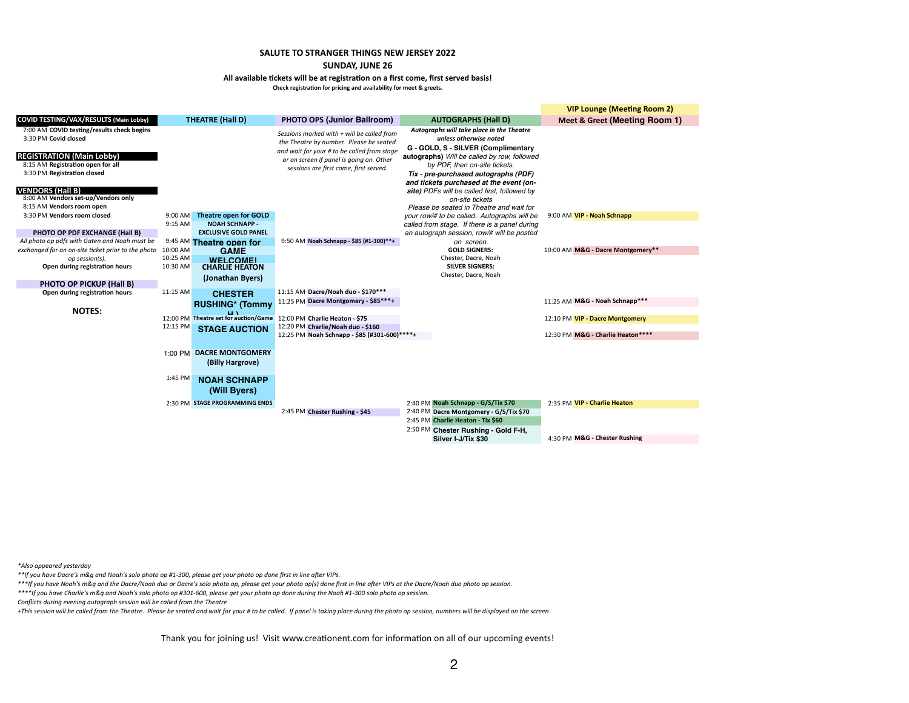**SALUTE TO STRANGER THINGS NEW JERSEY 2022**

**SUNDAY, JUNE 26**

**All available tickets will be at registration on a first come, first served basis!**

**Check registration for pricing and availability for meet & greets.**

**COVID TESTING/VAX/RESULTS (Main Lobby)**

- 7:00 AM **COVID testing/results check begins**
- 3:30 PM **Covid closed**

**REGISTRATION (Main Lobby)**

- 8:15 AM **Registration open for all**
- 3:30 PM **Registration closed**

**VENDORS (Hall B)**

- 8:00 AM **Vendors set-up/Vendors only**
- 8:15 AM **Vendors room open**
- 3:30 PM **Vendors room closed**

**PHOTO OP PDF EXCHANGE (Hall B)**

*All photo op pdfs with Gaten and Noah must be exchanged for an on-site ticket prior to the photo op session(s).*

**Open during registration hours**

**PHOTO OP PICKUP (Hall B)**

**Open during registration hours**

**NOTES:**

**THEATRE (Hall D)**

| Time | Event |
|---|---|
| 9:00 AM | **Theatre open for GOLD** |
| 9:15 AM | **NOAH SCHNAPP - EXCLUSIVE GOLD PANEL** |
| 9:45 AM | **Theatre open for** |
| 10:00 AM | **GAME** |
| 10:25 AM | **WELCOME!** |
| 10:30 AM | **CHARLIE HEATON (Jonathan Byers)** |
| 11:15 AM | **CHESTER RUSHING* (Tommy H.)** |
| 12:00 PM | **Theatre set for auction/Game** |
| 12:15 PM | **STAGE AUCTION** |
| 1:00 PM | **DACRE MONTGOMERY (Billy Hargrove)** |
| 1:45 PM | **NOAH SCHNAPP (Will Byers)** |
| 2:30 PM | **STAGE PROGRAMMING ENDS** |

**PHOTO OPS (Junior Ballroom)**

*Sessions marked with + will be called from the Theatre by number. Please be seated and wait for your # to be called from stage or on screen if panel is going on. Other sessions are first come, first served.*

| Time | Session |
|---|---|
| 9:50 AM | **Noah Schnapp - $85 (#1-300)**+** |
| 11:15 AM | **Dacre/Noah duo - $170***** |
| 11:25 PM | **Dacre Montgomery - $85***+** |
| 12:00 PM | **Charlie Heaton - $75** |
| 12:20 PM | **Charlie/Noah duo - $160** |
| 12:25 PM | **Noah Schnapp - $85 (#301-600)****+** |
| 2:45 PM | **Chester Rushing - $45** |

**AUTOGRAPHS (Hall D)**

***Autographs will take place in the Theatre unless otherwise noted***

**G - GOLD, S - SILVER (Complimentary autographs)** *Will be called by row, followed by PDF, then on-site tickets.*

***Tix - pre-purchased autographs (PDF) and tickets purchased at the event (on-site)*** *PDFs will be called first, followed by on-site tickets*

*Please be seated in Theatre and wait for your row/# to be called. Autographs will be called from stage. If there is a panel during an autograph session, row/# will be posted on screen.*

**GOLD SIGNERS:**
Chester, Dacre, Noah

**SILVER SIGNERS:**
Chester, Dacre, Noah

| Time | Session |
|---|---|
| 2:40 PM | **Noah Schnapp - G/S/Tix $70** |
| 2:40 PM | **Dacre Montgomery - G/S/Tix $70** |
| 2:45 PM | **Charlie Heaton - Tix $60** |
| 2:50 PM | **Chester Rushing - Gold F-H, Silver I-J/Tix $30** |

**VIP Lounge (Meeting Room 2)**

**Meet & Greet (Meeting Room 1)**

| Time | Session |
|---|---|
| 9:00 AM | **VIP - Noah Schnapp** |
| 10:00 AM | **M&G - Dacre Montgomery**** |
| 11:25 AM | **M&G - Noah Schnapp***** |
| 12:10 PM | **VIP - Dacre Montgomery** |
| 12:30 PM | **M&G - Charlie Heaton****** |
| 2:35 PM | **VIP - Charlie Heaton** |
| 4:30 PM | **M&G - Chester Rushing** |

*\*Also appeared yesterday*

*\*\*If you have Dacre's m&g and Noah's solo photo op #1-300, please get your photo op done first in line after VIPs.*

*\*\*\*If you have Noah's m&g and the Dacre/Noah duo or Dacre's solo photo op, please get your photo op(s) done first in line after VIPs at the Dacre/Noah duo photo op session.*

*\*\*\*\*If you have Charlie's m&g and Noah's solo photo op #301-600, please get your photo op done during the Noah #1-300 solo photo op session.*

*Conflicts during evening autograph session will be called from the Theatre*

*+This session will be called from the Theatre. Please be seated and wait for your # to be called. If panel is taking place during the photo op session, numbers will be displayed on the screen*

Thank you for joining us! Visit www.creationent.com for information on all of our upcoming events!